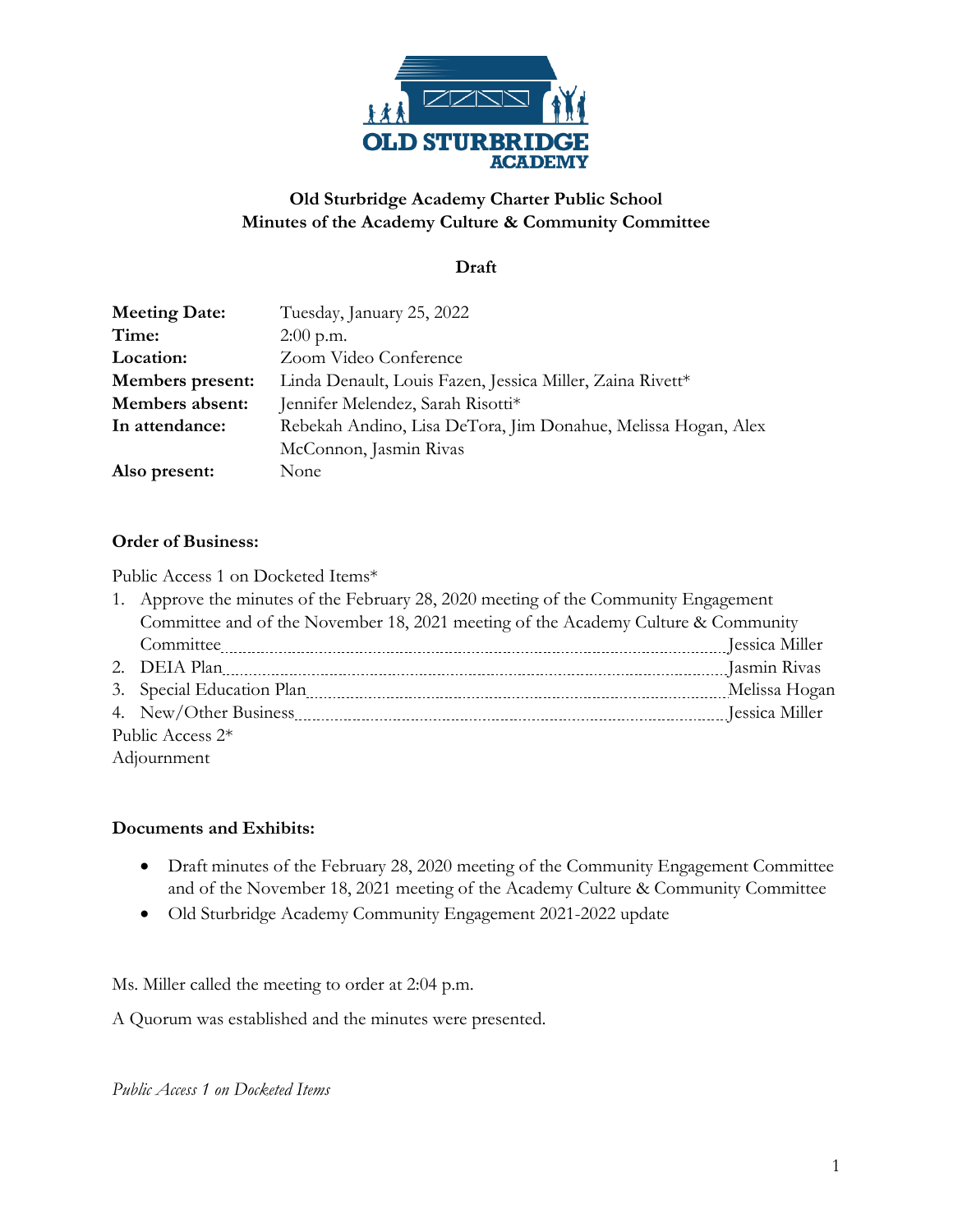**Old Sturbridge Academy Charter Public School**
**Minutes of the Academy Culture & Community Committee**

**Draft**

| | |
|---|---|
| **Meeting Date:** | Tuesday, January 25, 2022 |
| **Time:** | 2:00 p.m. |
| **Location:** | Zoom Video Conference |
| **Members present:** | Linda Denault, Louis Fazen, Jessica Miller, Zaina Rivett* |
| **Members absent:** | Jennifer Melendez, Sarah Risotti* |
| **In attendance:** | Rebekah Andino, Lisa DeTora, Jim Donahue, Melissa Hogan, Alex McConnon, Jasmin Rivas |
| **Also present:** | None |

**Order of Business:**

Public Access 1 on Docketed Items*

1. Approve the minutes of the February 28, 2020 meeting of the Community Engagement Committee and of the November 18, 2021 meeting of the Academy Culture & Community Committee .......... Jessica Miller
2. DEIA Plan .......... Jasmin Rivas
3. Special Education Plan .......... Melissa Hogan
4. New/Other Business .......... Jessica Miller

Public Access 2*

Adjournment

**Documents and Exhibits:**

- Draft minutes of the February 28, 2020 meeting of the Community Engagement Committee and of the November 18, 2021 meeting of the Academy Culture & Community Committee
- Old Sturbridge Academy Community Engagement 2021-2022 update

Ms. Miller called the meeting to order at 2:04 p.m.

A Quorum was established and the minutes were presented.

*Public Access 1 on Docketed Items*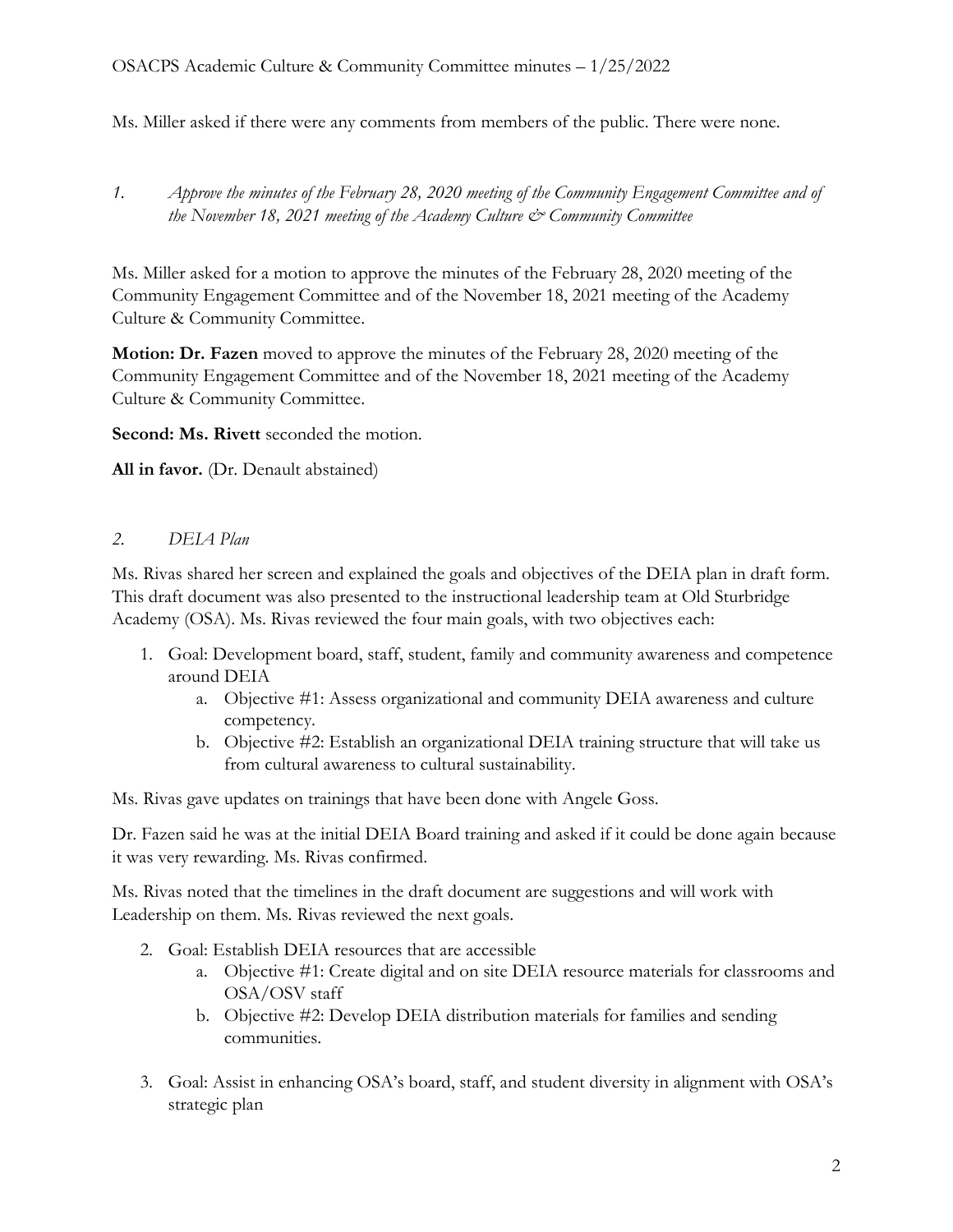Ms. Miller asked if there were any comments from members of the public. There were none.

*1. Approve the minutes of the February 28, 2020 meeting of the Community Engagement Committee and of the November 18, 2021 meeting of the Academy Culture & Community Committee*

Ms. Miller asked for a motion to approve the minutes of the February 28, 2020 meeting of the Community Engagement Committee and of the November 18, 2021 meeting of the Academy Culture & Community Committee.

**Motion: Dr. Fazen** moved to approve the minutes of the February 28, 2020 meeting of the Community Engagement Committee and of the November 18, 2021 meeting of the Academy Culture & Community Committee.

**Second: Ms. Rivett** seconded the motion.

**All in favor.** (Dr. Denault abstained)

*2. DEIA Plan*

Ms. Rivas shared her screen and explained the goals and objectives of the DEIA plan in draft form. This draft document was also presented to the instructional leadership team at Old Sturbridge Academy (OSA). Ms. Rivas reviewed the four main goals, with two objectives each:

1. Goal: Development board, staff, student, family and community awareness and competence around DEIA
    a. Objective #1: Assess organizational and community DEIA awareness and culture competency.
    b. Objective #2: Establish an organizational DEIA training structure that will take us from cultural awareness to cultural sustainability.

Ms. Rivas gave updates on trainings that have been done with Angele Goss.

Dr. Fazen said he was at the initial DEIA Board training and asked if it could be done again because it was very rewarding. Ms. Rivas confirmed.

Ms. Rivas noted that the timelines in the draft document are suggestions and will work with Leadership on them. Ms. Rivas reviewed the next goals.

2. Goal: Establish DEIA resources that are accessible
    a. Objective #1: Create digital and on site DEIA resource materials for classrooms and OSA/OSV staff
    b. Objective #2: Develop DEIA distribution materials for families and sending communities.

3. Goal: Assist in enhancing OSA's board, staff, and student diversity in alignment with OSA's strategic plan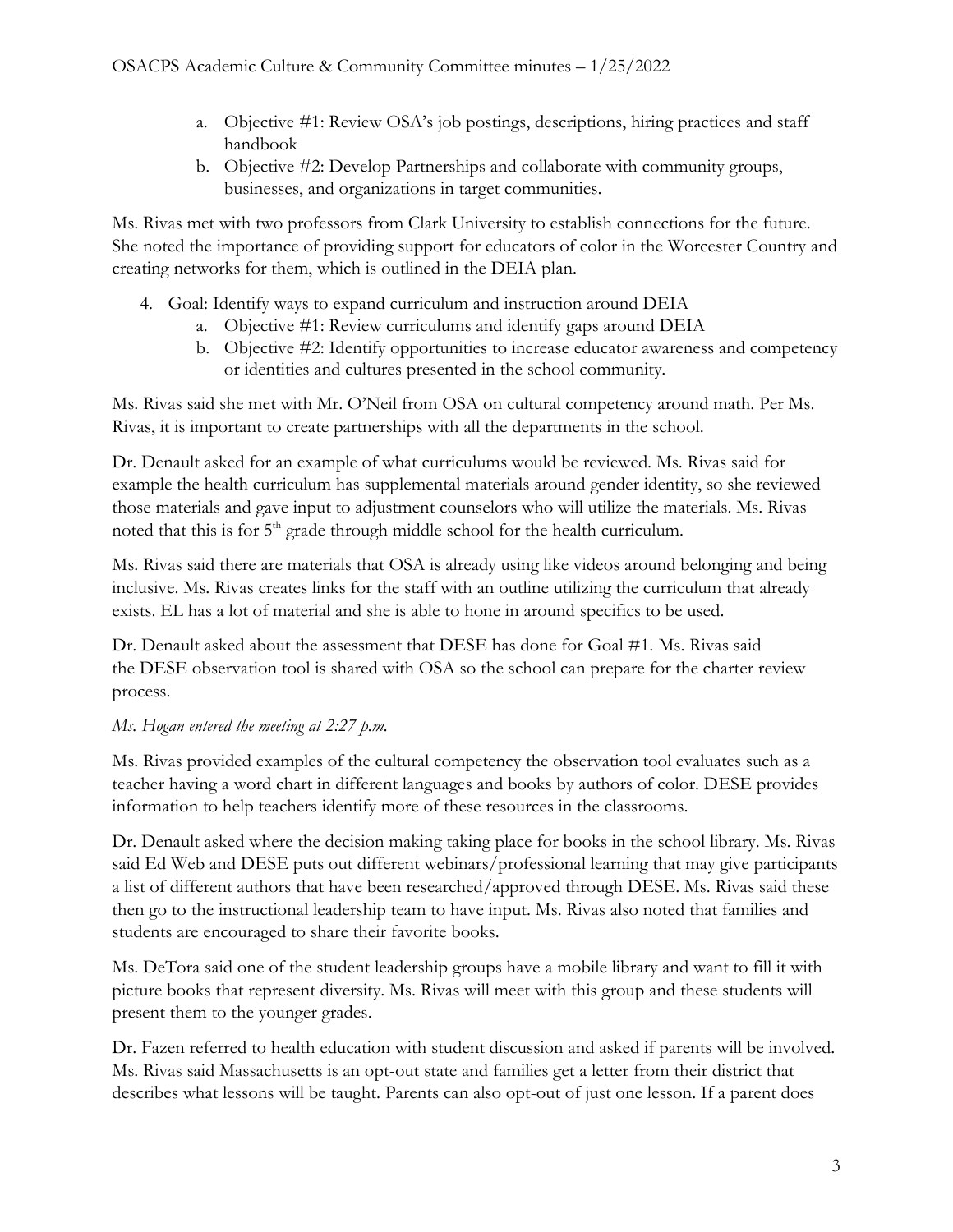a. Objective #1: Review OSA's job postings, descriptions, hiring practices and staff handbook
b. Objective #2: Develop Partnerships and collaborate with community groups, businesses, and organizations in target communities.

Ms. Rivas met with two professors from Clark University to establish connections for the future. She noted the importance of providing support for educators of color in the Worcester Country and creating networks for them, which is outlined in the DEIA plan.

4. Goal: Identify ways to expand curriculum and instruction around DEIA
   a. Objective #1: Review curriculums and identify gaps around DEIA
   b. Objective #2: Identify opportunities to increase educator awareness and competency or identities and cultures presented in the school community.

Ms. Rivas said she met with Mr. O'Neil from OSA on cultural competency around math. Per Ms. Rivas, it is important to create partnerships with all the departments in the school.

Dr. Denault asked for an example of what curriculums would be reviewed. Ms. Rivas said for example the health curriculum has supplemental materials around gender identity, so she reviewed those materials and gave input to adjustment counselors who will utilize the materials. Ms. Rivas noted that this is for 5th grade through middle school for the health curriculum.

Ms. Rivas said there are materials that OSA is already using like videos around belonging and being inclusive. Ms. Rivas creates links for the staff with an outline utilizing the curriculum that already exists. EL has a lot of material and she is able to hone in around specifics to be used.

Dr. Denault asked about the assessment that DESE has done for Goal #1. Ms. Rivas said the DESE observation tool is shared with OSA so the school can prepare for the charter review process.

*Ms. Hogan entered the meeting at 2:27 p.m.*

Ms. Rivas provided examples of the cultural competency the observation tool evaluates such as a teacher having a word chart in different languages and books by authors of color. DESE provides information to help teachers identify more of these resources in the classrooms.

Dr. Denault asked where the decision making taking place for books in the school library. Ms. Rivas said Ed Web and DESE puts out different webinars/professional learning that may give participants a list of different authors that have been researched/approved through DESE. Ms. Rivas said these then go to the instructional leadership team to have input. Ms. Rivas also noted that families and students are encouraged to share their favorite books.

Ms. DeTora said one of the student leadership groups have a mobile library and want to fill it with picture books that represent diversity. Ms. Rivas will meet with this group and these students will present them to the younger grades.

Dr. Fazen referred to health education with student discussion and asked if parents will be involved. Ms. Rivas said Massachusetts is an opt-out state and families get a letter from their district that describes what lessons will be taught. Parents can also opt-out of just one lesson. If a parent does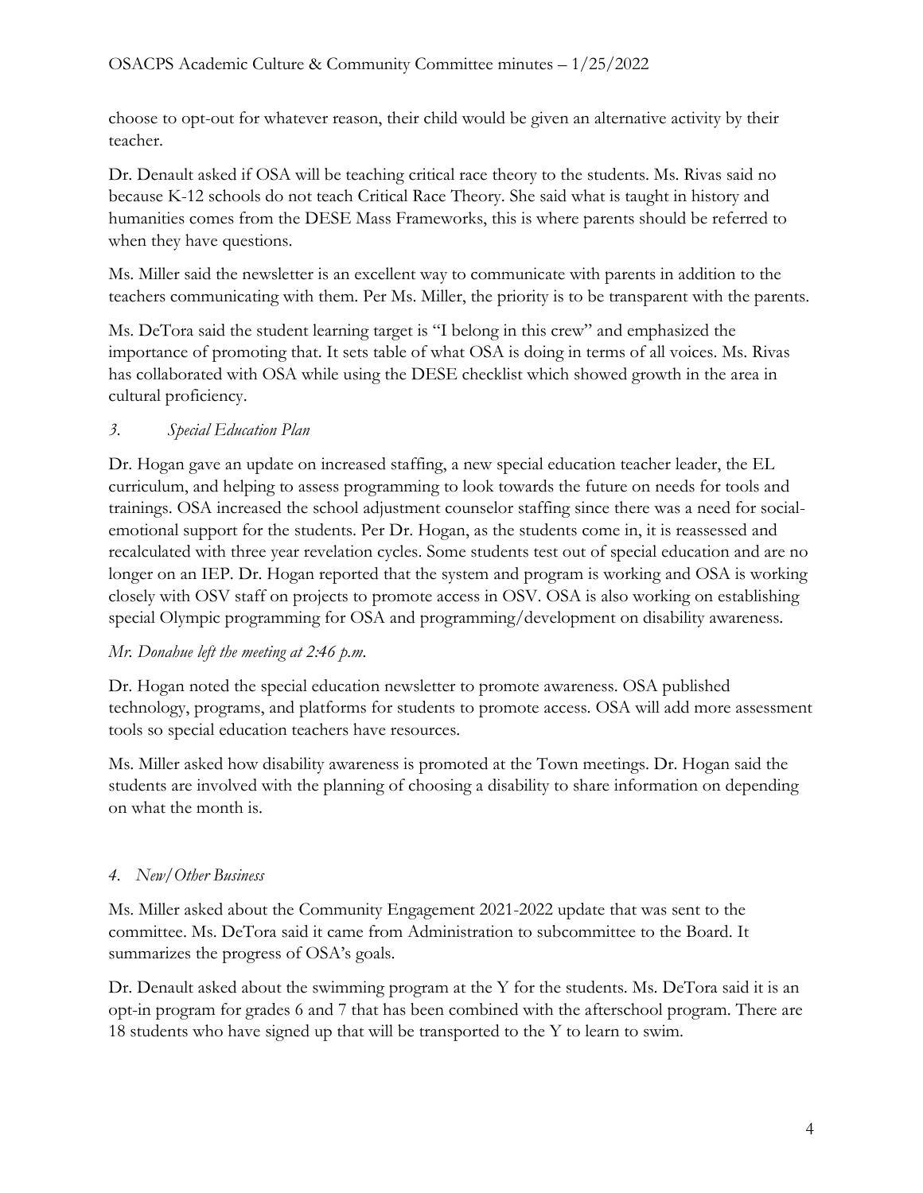choose to opt-out for whatever reason, their child would be given an alternative activity by their teacher.

Dr. Denault asked if OSA will be teaching critical race theory to the students. Ms. Rivas said no because K-12 schools do not teach Critical Race Theory. She said what is taught in history and humanities comes from the DESE Mass Frameworks, this is where parents should be referred to when they have questions.

Ms. Miller said the newsletter is an excellent way to communicate with parents in addition to the teachers communicating with them. Per Ms. Miller, the priority is to be transparent with the parents.

Ms. DeTora said the student learning target is "I belong in this crew" and emphasized the importance of promoting that. It sets table of what OSA is doing in terms of all voices. Ms. Rivas has collaborated with OSA while using the DESE checklist which showed growth in the area in cultural proficiency.

*3. Special Education Plan*

Dr. Hogan gave an update on increased staffing, a new special education teacher leader, the EL curriculum, and helping to assess programming to look towards the future on needs for tools and trainings. OSA increased the school adjustment counselor staffing since there was a need for social-emotional support for the students. Per Dr. Hogan, as the students come in, it is reassessed and recalculated with three year revelation cycles. Some students test out of special education and are no longer on an IEP. Dr. Hogan reported that the system and program is working and OSA is working closely with OSV staff on projects to promote access in OSV. OSA is also working on establishing special Olympic programming for OSA and programming/development on disability awareness.

*Mr. Donahue left the meeting at 2:46 p.m.*

Dr. Hogan noted the special education newsletter to promote awareness. OSA published technology, programs, and platforms for students to promote access. OSA will add more assessment tools so special education teachers have resources.

Ms. Miller asked how disability awareness is promoted at the Town meetings. Dr. Hogan said the students are involved with the planning of choosing a disability to share information on depending on what the month is.

*4. New/Other Business*

Ms. Miller asked about the Community Engagement 2021-2022 update that was sent to the committee. Ms. DeTora said it came from Administration to subcommittee to the Board. It summarizes the progress of OSA's goals.

Dr. Denault asked about the swimming program at the Y for the students. Ms. DeTora said it is an opt-in program for grades 6 and 7 that has been combined with the afterschool program. There are 18 students who have signed up that will be transported to the Y to learn to swim.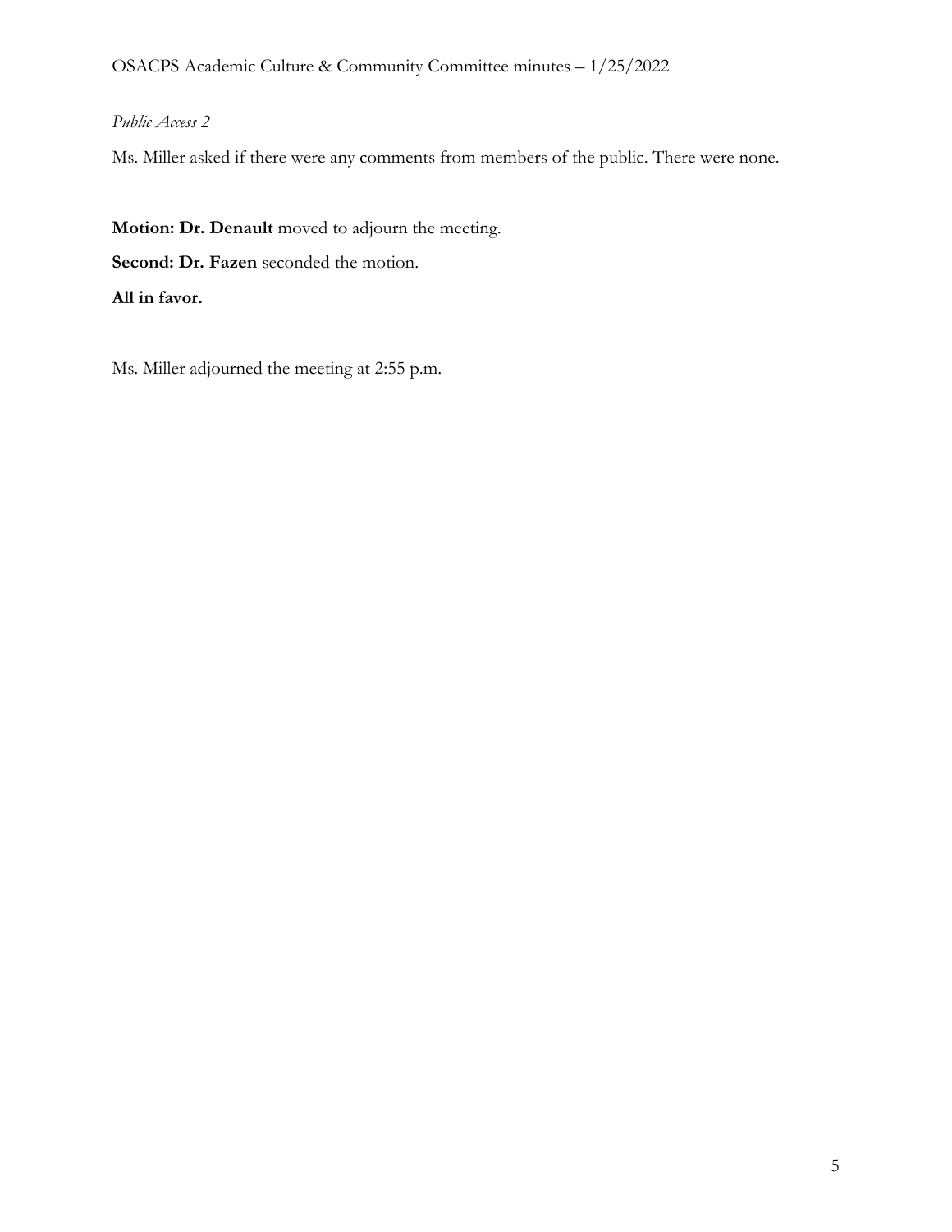*Public Access 2*

Ms. Miller asked if there were any comments from members of the public. There were none.

**Motion: Dr. Denault** moved to adjourn the meeting.

**Second: Dr. Fazen** seconded the motion.

**All in favor.**

Ms. Miller adjourned the meeting at 2:55 p.m.